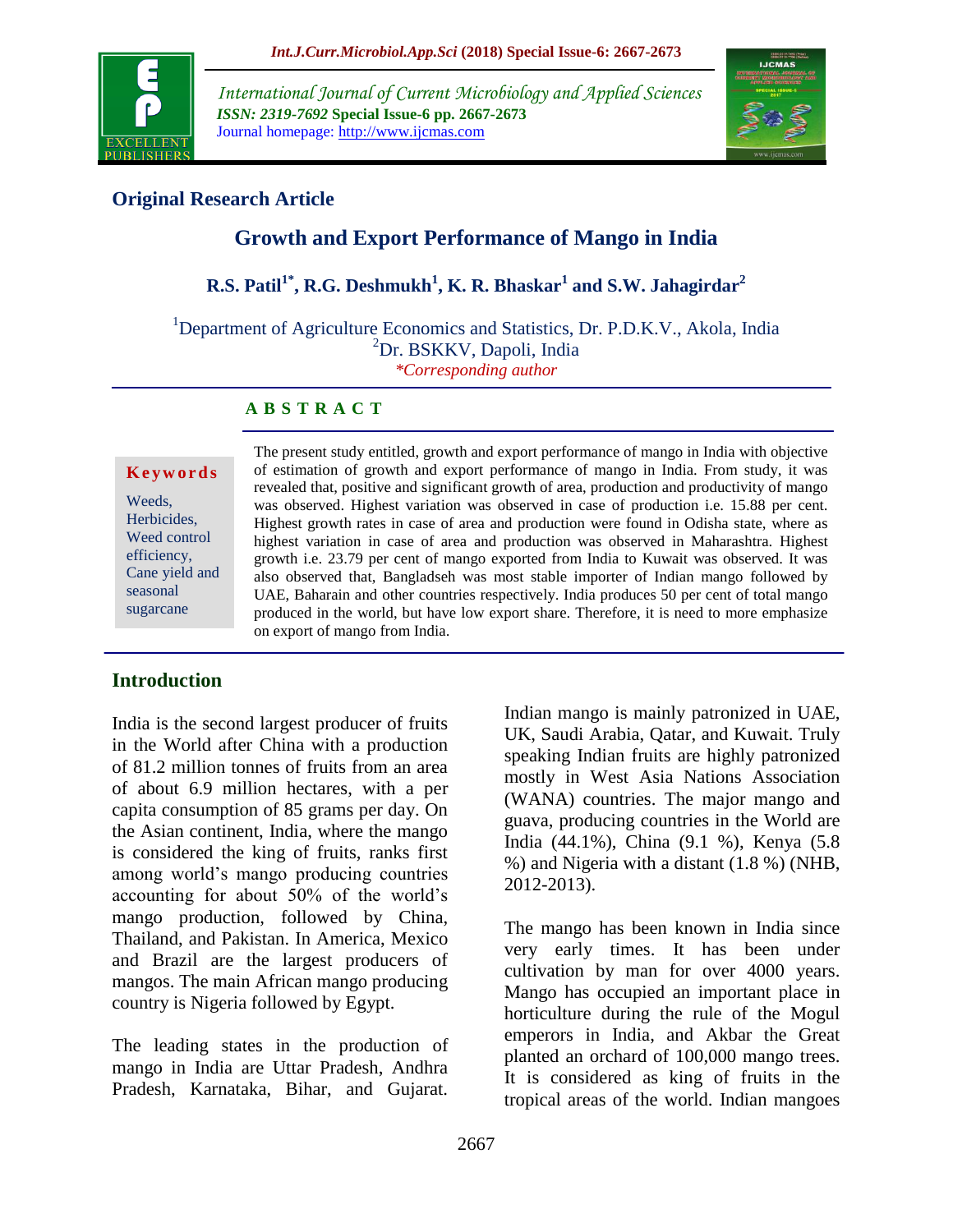**Original Research Article**

# Growth and Export Performance of Mango in India

**R.S. Patil[1*], R.G. Deshmukh[1], K. R. Bhaskar[1] and S.W. Jahagirdar[2]**

[1]Department of Agriculture Economics and Statistics, Dr. P.D.K.V., Akola, India
[2]Dr. BSKKV, Dapoli, India
*Corresponding author

## ABSTRACT

**Keywords**

Weeds, Herbicides, Weed control efficiency, Cane yield and seasonal sugarcane

The present study entitled, growth and export performance of mango in India with objective of estimation of growth and export performance of mango in India. From study, it was revealed that, positive and significant growth of area, production and productivity of mango was observed. Highest variation was observed in case of production i.e. 15.88 per cent. Highest growth rates in case of area and production were found in Odisha state, where as highest variation in case of area and production was observed in Maharashtra. Highest growth i.e. 23.79 per cent of mango exported from India to Kuwait was observed. It was also observed that, Bangladseh was most stable importer of Indian mango followed by UAE, Baharain and other countries respectively. India produces 50 per cent of total mango produced in the world, but have low export share. Therefore, it is need to more emphasize on export of mango from India.

## Introduction

India is the second largest producer of fruits in the World after China with a production of 81.2 million tonnes of fruits from an area of about 6.9 million hectares, with a per capita consumption of 85 grams per day. On the Asian continent, India, where the mango is considered the king of fruits, ranks first among world's mango producing countries accounting for about 50% of the world's mango production, followed by China, Thailand, and Pakistan. In America, Mexico and Brazil are the largest producers of mangos. The main African mango producing country is Nigeria followed by Egypt.

The leading states in the production of mango in India are Uttar Pradesh, Andhra Pradesh, Karnataka, Bihar, and Gujarat. Indian mango is mainly patronized in UAE, UK, Saudi Arabia, Qatar, and Kuwait. Truly speaking Indian fruits are highly patronized mostly in West Asia Nations Association (WANA) countries. The major mango and guava, producing countries in the World are India (44.1%), China (9.1 %), Kenya (5.8 %) and Nigeria with a distant (1.8 %) (NHB, 2012-2013).

The mango has been known in India since very early times. It has been under cultivation by man for over 4000 years. Mango has occupied an important place in horticulture during the rule of the Mogul emperors in India, and Akbar the Great planted an orchard of 100,000 mango trees. It is considered as king of fruits in the tropical areas of the world. Indian mangoes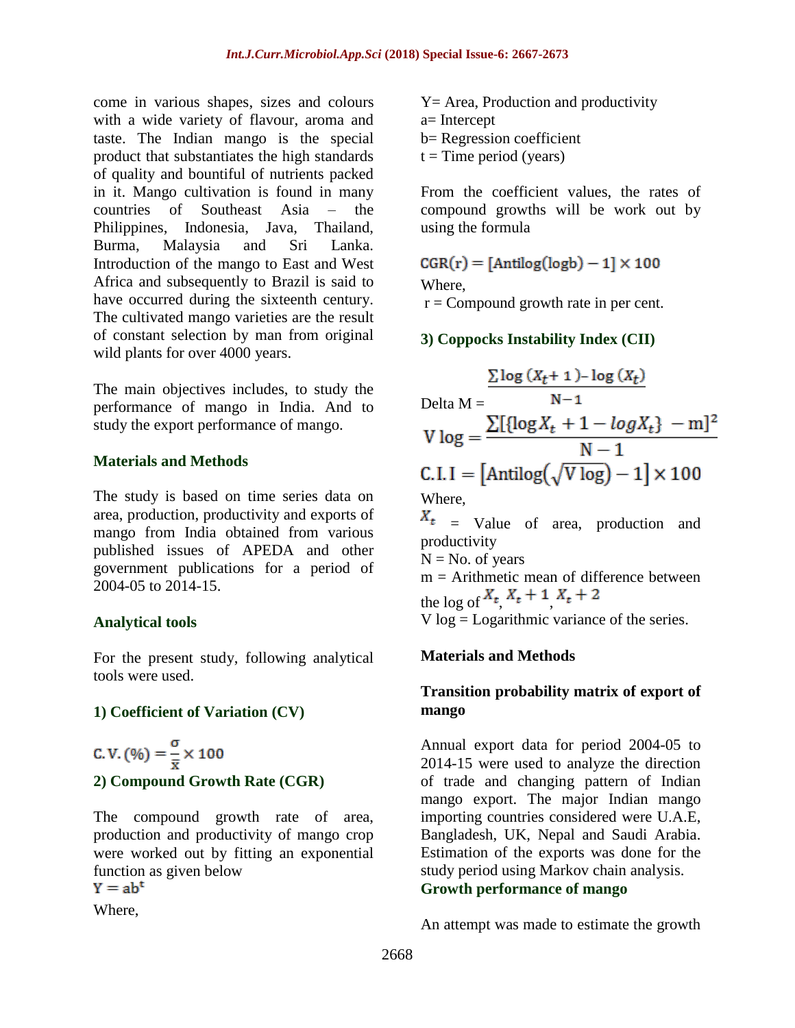come in various shapes, sizes and colours with a wide variety of flavour, aroma and taste. The Indian mango is the special product that substantiates the high standards of quality and bountiful of nutrients packed in it. Mango cultivation is found in many countries of Southeast Asia – the Philippines, Indonesia, Java, Thailand, Burma, Malaysia and Sri Lanka. Introduction of the mango to East and West Africa and subsequently to Brazil is said to have occurred during the sixteenth century. The cultivated mango varieties are the result of constant selection by man from original wild plants for over 4000 years.

The main objectives includes, to study the performance of mango in India. And to study the export performance of mango.

## Materials and Methods

The study is based on time series data on area, production, productivity and exports of mango from India obtained from various published issues of APEDA and other government publications for a period of 2004-05 to 2014-15.

### Analytical tools

For the present study, following analytical tools were used.

### 1) Coefficient of Variation (CV)

$$\text{C.V.}(\%) = \frac{\sigma}{\bar{x}} \times 100$$

### 2) Compound Growth Rate (CGR)

The compound growth rate of area, production and productivity of mango crop were worked out by fitting an exponential function as given below

$$Y = ab^t$$

Where,

Y= Area, Production and productivity
a= Intercept
b= Regression coefficient
t = Time period (years)

From the coefficient values, the rates of compound growths will be work out by using the formula

$$\text{CGR(r)} = [\text{Antilog}(\log b) - 1] \times 100$$

Where,
r = Compound growth rate in per cent.

### 3) Coppocks Instability Index (CII)

$$\text{Delta M} = \frac{\sum \log (X_t + 1) - \log (X_t)}{N-1}$$

$$\text{V log} = \frac{\sum[\{\log X_t + 1 - \log X_t\} - \text{m}]^2}{N-1}$$

$$\text{C.I.I} = \left[\text{Antilog}\left(\sqrt{\text{V log}}\right) - 1\right] \times 100$$

Where,
$X_t$ = Value of area, production and productivity
N = No. of years
m = Arithmetic mean of difference between the log of $X_t$, $X_t + 1$, $X_t + 2$
V log = Logarithmic variance of the series.

## Materials and Methods

### Transition probability matrix of export of mango

Annual export data for period 2004-05 to 2014-15 were used to analyze the direction of trade and changing pattern of Indian mango export. The major Indian mango importing countries considered were U.A.E, Bangladesh, UK, Nepal and Saudi Arabia. Estimation of the exports was done for the study period using Markov chain analysis.

### Growth performance of mango

An attempt was made to estimate the growth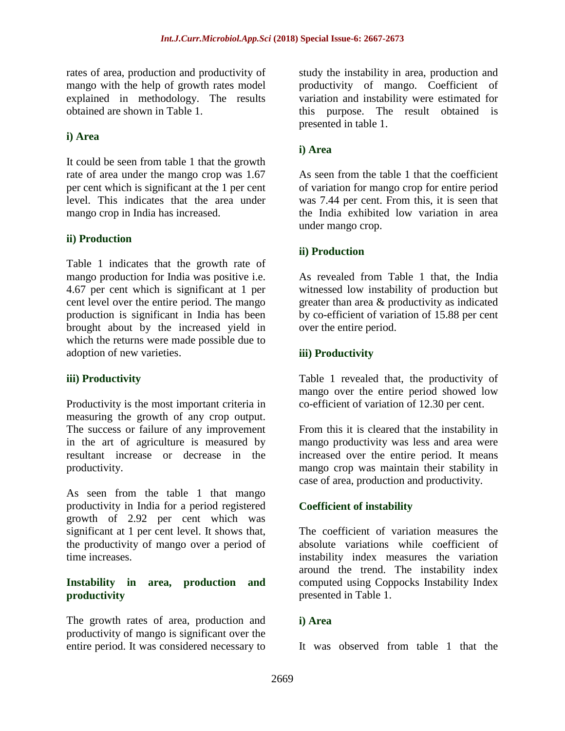rates of area, production and productivity of mango with the help of growth rates model explained in methodology. The results obtained are shown in Table 1.

**i) Area**

It could be seen from table 1 that the growth rate of area under the mango crop was 1.67 per cent which is significant at the 1 per cent level. This indicates that the area under mango crop in India has increased.

**ii) Production**

Table 1 indicates that the growth rate of mango production for India was positive i.e. 4.67 per cent which is significant at 1 per cent level over the entire period. The mango production is significant in India has been brought about by the increased yield in which the returns were made possible due to adoption of new varieties.

**iii) Productivity**

Productivity is the most important criteria in measuring the growth of any crop output. The success or failure of any improvement in the art of agriculture is measured by resultant increase or decrease in the productivity.

As seen from the table 1 that mango productivity in India for a period registered growth of 2.92 per cent which was significant at 1 per cent level. It shows that, the productivity of mango over a period of time increases.

## Instability in area, production and productivity

The growth rates of area, production and productivity of mango is significant over the entire period. It was considered necessary to study the instability in area, production and productivity of mango. Coefficient of variation and instability were estimated for this purpose. The result obtained is presented in table 1.

**i) Area**

As seen from the table 1 that the coefficient of variation for mango crop for entire period was 7.44 per cent. From this, it is seen that the India exhibited low variation in area under mango crop.

**ii) Production**

As revealed from Table 1 that, the India witnessed low instability of production but greater than area & productivity as indicated by co-efficient of variation of 15.88 per cent over the entire period.

**iii) Productivity**

Table 1 revealed that, the productivity of mango over the entire period showed low co-efficient of variation of 12.30 per cent.

From this it is cleared that the instability in mango productivity was less and area were increased over the entire period. It means mango crop was maintain their stability in case of area, production and productivity.

## Coefficient of instability

The coefficient of variation measures the absolute variations while coefficient of instability index measures the variation around the trend. The instability index computed using Coppocks Instability Index presented in Table 1.

**i) Area**

It was observed from table 1 that the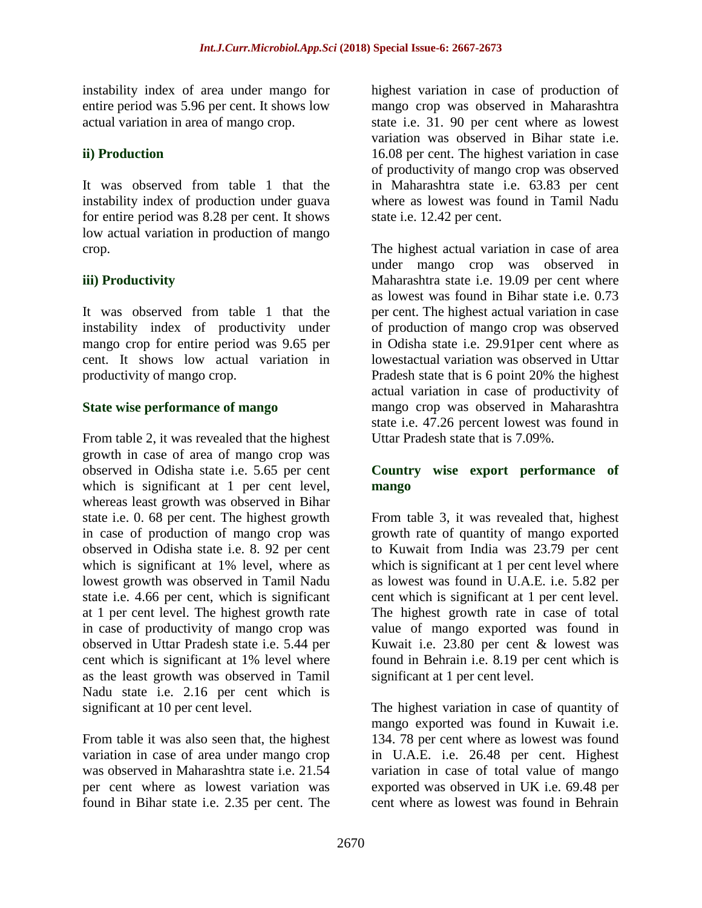instability index of area under mango for entire period was 5.96 per cent. It shows low actual variation in area of mango crop.

### ii) Production

It was observed from table 1 that the instability index of production under guava for entire period was 8.28 per cent. It shows low actual variation in production of mango crop.

### iii) Productivity

It was observed from table 1 that the instability index of productivity under mango crop for entire period was 9.65 per cent. It shows low actual variation in productivity of mango crop.

### State wise performance of mango

From table 2, it was revealed that the highest growth in case of area of mango crop was observed in Odisha state i.e. 5.65 per cent which is significant at 1 per cent level, whereas least growth was observed in Bihar state i.e. 0. 68 per cent. The highest growth in case of production of mango crop was observed in Odisha state i.e. 8. 92 per cent which is significant at 1% level, where as lowest growth was observed in Tamil Nadu state i.e. 4.66 per cent, which is significant at 1 per cent level. The highest growth rate in case of productivity of mango crop was observed in Uttar Pradesh state i.e. 5.44 per cent which is significant at 1% level where as the least growth was observed in Tamil Nadu state i.e. 2.16 per cent which is significant at 10 per cent level.

From table it was also seen that, the highest variation in case of area under mango crop was observed in Maharashtra state i.e. 21.54 per cent where as lowest variation was found in Bihar state i.e. 2.35 per cent. The highest variation in case of production of mango crop was observed in Maharashtra state i.e. 31. 90 per cent where as lowest variation was observed in Bihar state i.e. 16.08 per cent. The highest variation in case of productivity of mango crop was observed in Maharashtra state i.e. 63.83 per cent where as lowest was found in Tamil Nadu state i.e. 12.42 per cent.

The highest actual variation in case of area under mango crop was observed in Maharashtra state i.e. 19.09 per cent where as lowest was found in Bihar state i.e. 0.73 per cent. The highest actual variation in case of production of mango crop was observed in Odisha state i.e. 29.91per cent where as lowestactual variation was observed in Uttar Pradesh state that is 6 point 20% the highest actual variation in case of productivity of mango crop was observed in Maharashtra state i.e. 47.26 percent lowest was found in Uttar Pradesh state that is 7.09%.

### Country wise export performance of mango

From table 3, it was revealed that, highest growth rate of quantity of mango exported to Kuwait from India was 23.79 per cent which is significant at 1 per cent level where as lowest was found in U.A.E. i.e. 5.82 per cent which is significant at 1 per cent level. The highest growth rate in case of total value of mango exported was found in Kuwait i.e. 23.80 per cent & lowest was found in Behrain i.e. 8.19 per cent which is significant at 1 per cent level.

The highest variation in case of quantity of mango exported was found in Kuwait i.e. 134. 78 per cent where as lowest was found in U.A.E. i.e. 26.48 per cent. Highest variation in case of total value of mango exported was observed in UK i.e. 69.48 per cent where as lowest was found in Behrain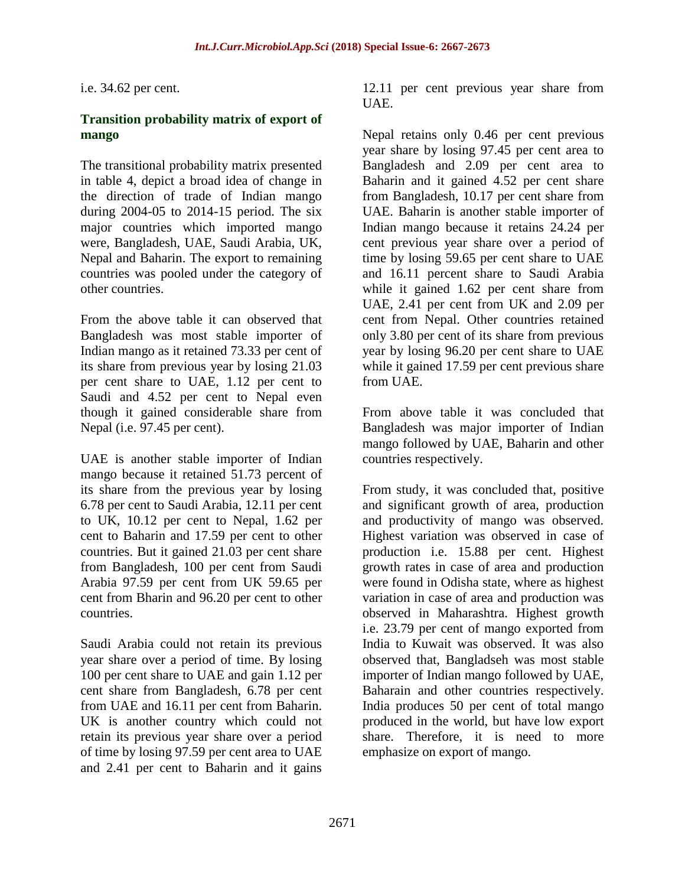i.e. 34.62 per cent.

### Transition probability matrix of export of mango

The transitional probability matrix presented in table 4, depict a broad idea of change in the direction of trade of Indian mango during 2004-05 to 2014-15 period. The six major countries which imported mango were, Bangladesh, UAE, Saudi Arabia, UK, Nepal and Baharin. The export to remaining countries was pooled under the category of other countries.

From the above table it can observed that Bangladesh was most stable importer of Indian mango as it retained 73.33 per cent of its share from previous year by losing 21.03 per cent share to UAE, 1.12 per cent to Saudi and 4.52 per cent to Nepal even though it gained considerable share from Nepal (i.e. 97.45 per cent).

UAE is another stable importer of Indian mango because it retained 51.73 percent of its share from the previous year by losing 6.78 per cent to Saudi Arabia, 12.11 per cent to UK, 10.12 per cent to Nepal, 1.62 per cent to Baharin and 17.59 per cent to other countries. But it gained 21.03 per cent share from Bangladesh, 100 per cent from Saudi Arabia 97.59 per cent from UK 59.65 per cent from Bharin and 96.20 per cent to other countries.

Saudi Arabia could not retain its previous year share over a period of time. By losing 100 per cent share to UAE and gain 1.12 per cent share from Bangladesh, 6.78 per cent from UAE and 16.11 per cent from Baharin. UK is another country which could not retain its previous year share over a period of time by losing 97.59 per cent area to UAE and 2.41 per cent to Baharin and it gains 12.11 per cent previous year share from UAE.

Nepal retains only 0.46 per cent previous year share by losing 97.45 per cent area to Bangladesh and 2.09 per cent area to Baharin and it gained 4.52 per cent share from Bangladesh, 10.17 per cent share from UAE. Baharin is another stable importer of Indian mango because it retains 24.24 per cent previous year share over a period of time by losing 59.65 per cent share to UAE and 16.11 percent share to Saudi Arabia while it gained 1.62 per cent share from UAE, 2.41 per cent from UK and 2.09 per cent from Nepal. Other countries retained only 3.80 per cent of its share from previous year by losing 96.20 per cent share to UAE while it gained 17.59 per cent previous share from UAE.

From above table it was concluded that Bangladesh was major importer of Indian mango followed by UAE, Baharin and other countries respectively.

From study, it was concluded that, positive and significant growth of area, production and productivity of mango was observed. Highest variation was observed in case of production i.e. 15.88 per cent. Highest growth rates in case of area and production were found in Odisha state, where as highest variation in case of area and production was observed in Maharashtra. Highest growth i.e. 23.79 per cent of mango exported from India to Kuwait was observed. It was also observed that, Bangladseh was most stable importer of Indian mango followed by UAE, Baharain and other countries respectively. India produces 50 per cent of total mango produced in the world, but have low export share. Therefore, it is need to more emphasize on export of mango.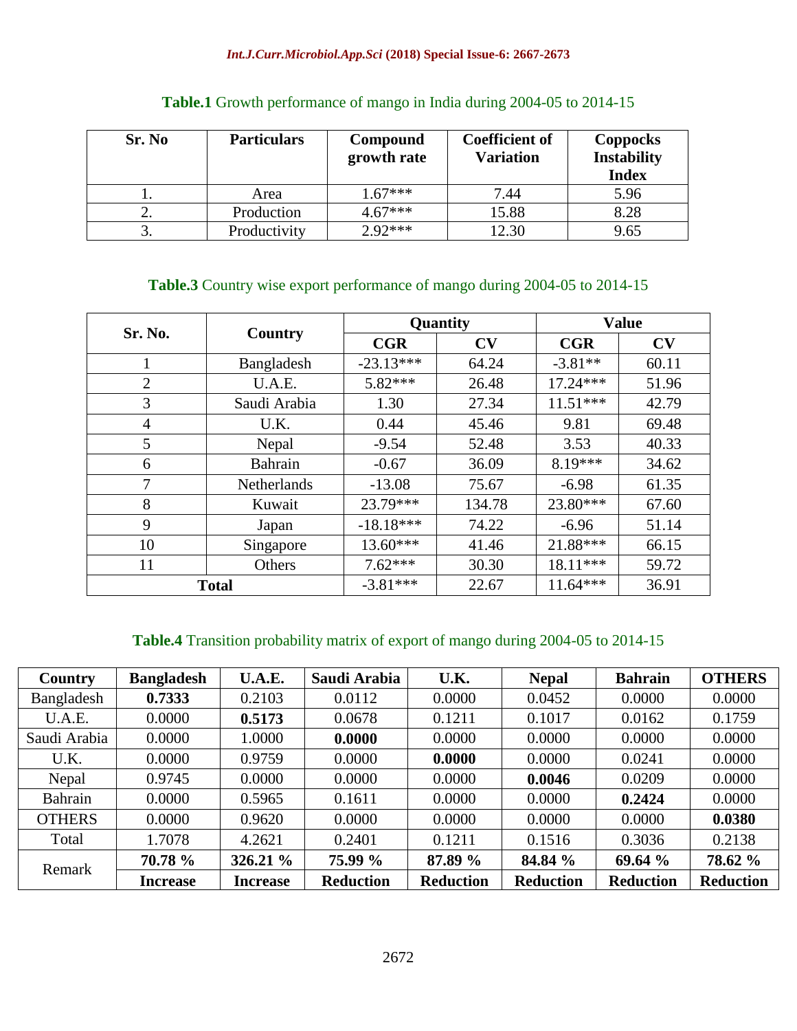**Table.1** Growth performance of mango in India during 2004-05 to 2014-15

| Sr. No | Particulars | Compound growth rate | Coefficient of Variation | Coppocks Instability Index |
|---|---|---|---|---|
| 1. | Area | 1.67*** | 7.44 | 5.96 |
| 2. | Production | 4.67*** | 15.88 | 8.28 |
| 3. | Productivity | 2.92*** | 12.30 | 9.65 |

**Table.3** Country wise export performance of mango during 2004-05 to 2014-15

| Sr. No. | Country | Quantity | | Value | |
|---|---|---|---|---|---|
| | | CGR | CV | CGR | CV |
| 1 | Bangladesh | -23.13*** | 64.24 | -3.81** | 60.11 |
| 2 | U.A.E. | 5.82*** | 26.48 | 17.24*** | 51.96 |
| 3 | Saudi Arabia | 1.30 | 27.34 | 11.51*** | 42.79 |
| 4 | U.K. | 0.44 | 45.46 | 9.81 | 69.48 |
| 5 | Nepal | -9.54 | 52.48 | 3.53 | 40.33 |
| 6 | Bahrain | -0.67 | 36.09 | 8.19*** | 34.62 |
| 7 | Netherlands | -13.08 | 75.67 | -6.98 | 61.35 |
| 8 | Kuwait | 23.79*** | 134.78 | 23.80*** | 67.60 |
| 9 | Japan | -18.18*** | 74.22 | -6.96 | 51.14 |
| 10 | Singapore | 13.60*** | 41.46 | 21.88*** | 66.15 |
| 11 | Others | 7.62*** | 30.30 | 18.11*** | 59.72 |
| Total | | -3.81*** | 22.67 | 11.64*** | 36.91 |

**Table.4** Transition probability matrix of export of mango during 2004-05 to 2014-15

| Country | Bangladesh | U.A.E. | Saudi Arabia | U.K. | Nepal | Bahrain | OTHERS |
|---|---|---|---|---|---|---|---|
| Bangladesh | **0.7333** | 0.2103 | 0.0112 | 0.0000 | 0.0452 | 0.0000 | 0.0000 |
| U.A.E. | 0.0000 | **0.5173** | 0.0678 | 0.1211 | 0.1017 | 0.0162 | 0.1759 |
| Saudi Arabia | 0.0000 | 1.0000 | **0.0000** | 0.0000 | 0.0000 | 0.0000 | 0.0000 |
| U.K. | 0.0000 | 0.9759 | 0.0000 | **0.0000** | 0.0000 | 0.0241 | 0.0000 |
| Nepal | 0.9745 | 0.0000 | 0.0000 | 0.0000 | **0.0046** | 0.0209 | 0.0000 |
| Bahrain | 0.0000 | 0.5965 | 0.1611 | 0.0000 | 0.0000 | **0.2424** | 0.0000 |
| OTHERS | 0.0000 | 0.9620 | 0.0000 | 0.0000 | 0.0000 | 0.0000 | **0.0380** |
| Total | 1.7078 | 4.2621 | 0.2401 | 0.1211 | 0.1516 | 0.3036 | 0.2138 |
| Remark | **70.78 %** | **326.21 %** | **75.99 %** | **87.89 %** | **84.84 %** | **69.64 %** | **78.62 %** |
| | **Increase** | **Increase** | **Reduction** | **Reduction** | **Reduction** | **Reduction** | **Reduction** |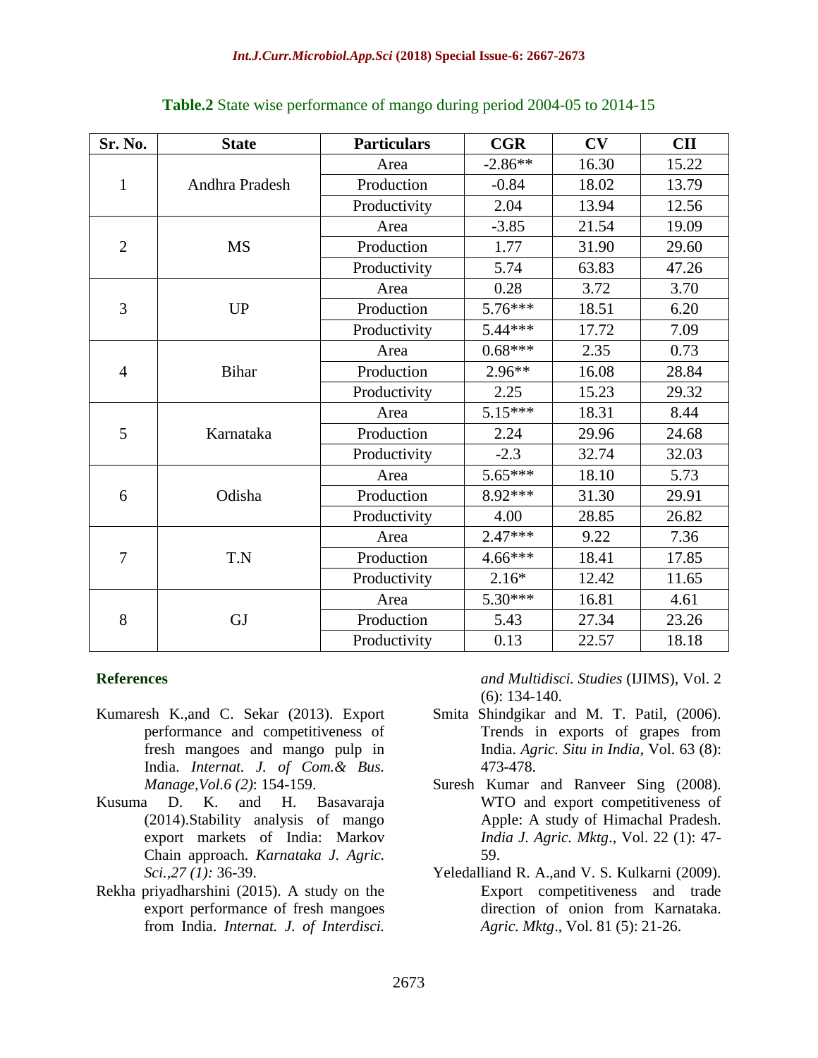**Table.2** State wise performance of mango during period 2004-05 to 2014-15

| Sr. No. | State | Particulars | CGR | CV | CII |
|---|---|---|---|---|---|
| 1 | Andhra Pradesh | Area | -2.86** | 16.30 | 15.22 |
| | | Production | -0.84 | 18.02 | 13.79 |
| | | Productivity | 2.04 | 13.94 | 12.56 |
| 2 | MS | Area | -3.85 | 21.54 | 19.09 |
| | | Production | 1.77 | 31.90 | 29.60 |
| | | Productivity | 5.74 | 63.83 | 47.26 |
| 3 | UP | Area | 0.28 | 3.72 | 3.70 |
| | | Production | 5.76*** | 18.51 | 6.20 |
| | | Productivity | 5.44*** | 17.72 | 7.09 |
| 4 | Bihar | Area | 0.68*** | 2.35 | 0.73 |
| | | Production | 2.96** | 16.08 | 28.84 |
| | | Productivity | 2.25 | 15.23 | 29.32 |
| 5 | Karnataka | Area | 5.15*** | 18.31 | 8.44 |
| | | Production | 2.24 | 29.96 | 24.68 |
| | | Productivity | -2.3 | 32.74 | 32.03 |
| 6 | Odisha | Area | 5.65*** | 18.10 | 5.73 |
| | | Production | 8.92*** | 31.30 | 29.91 |
| | | Productivity | 4.00 | 28.85 | 26.82 |
| 7 | T.N | Area | 2.47*** | 9.22 | 7.36 |
| | | Production | 4.66*** | 18.41 | 17.85 |
| | | Productivity | 2.16* | 12.42 | 11.65 |
| 8 | GJ | Area | 5.30*** | 16.81 | 4.61 |
| | | Production | 5.43 | 27.34 | 23.26 |
| | | Productivity | 0.13 | 22.57 | 18.18 |

## References

Kumaresh K.,and C. Sekar (2013). Export performance and competitiveness of fresh mangoes and mango pulp in India. *Internat. J. of Com.& Bus. Manage,Vol.6 (2)*: 154-159.

Kusuma D. K. and H. Basavaraja (2014).Stability analysis of mango export markets of India: Markov Chain approach. *Karnataka J. Agric. Sci.,27 (1):* 36-39.

Rekha priyadharshini (2015). A study on the export performance of fresh mangoes from India. *Internat. J. of Interdisci. and Multidisci. Studies* (IJIMS), Vol. 2 (6): 134-140.

Smita Shindgikar and M. T. Patil, (2006). Trends in exports of grapes from India. *Agric. Situ in India*, Vol. 63 (8): 473-478.

Suresh Kumar and Ranveer Sing (2008). WTO and export competitiveness of Apple: A study of Himachal Pradesh. *India J. Agric. Mktg*., Vol. 22 (1): 47-59.

Yeledalliand R. A.,and V. S. Kulkarni (2009). Export competitiveness and trade direction of onion from Karnataka. *Agric. Mktg*., Vol. 81 (5): 21-26.